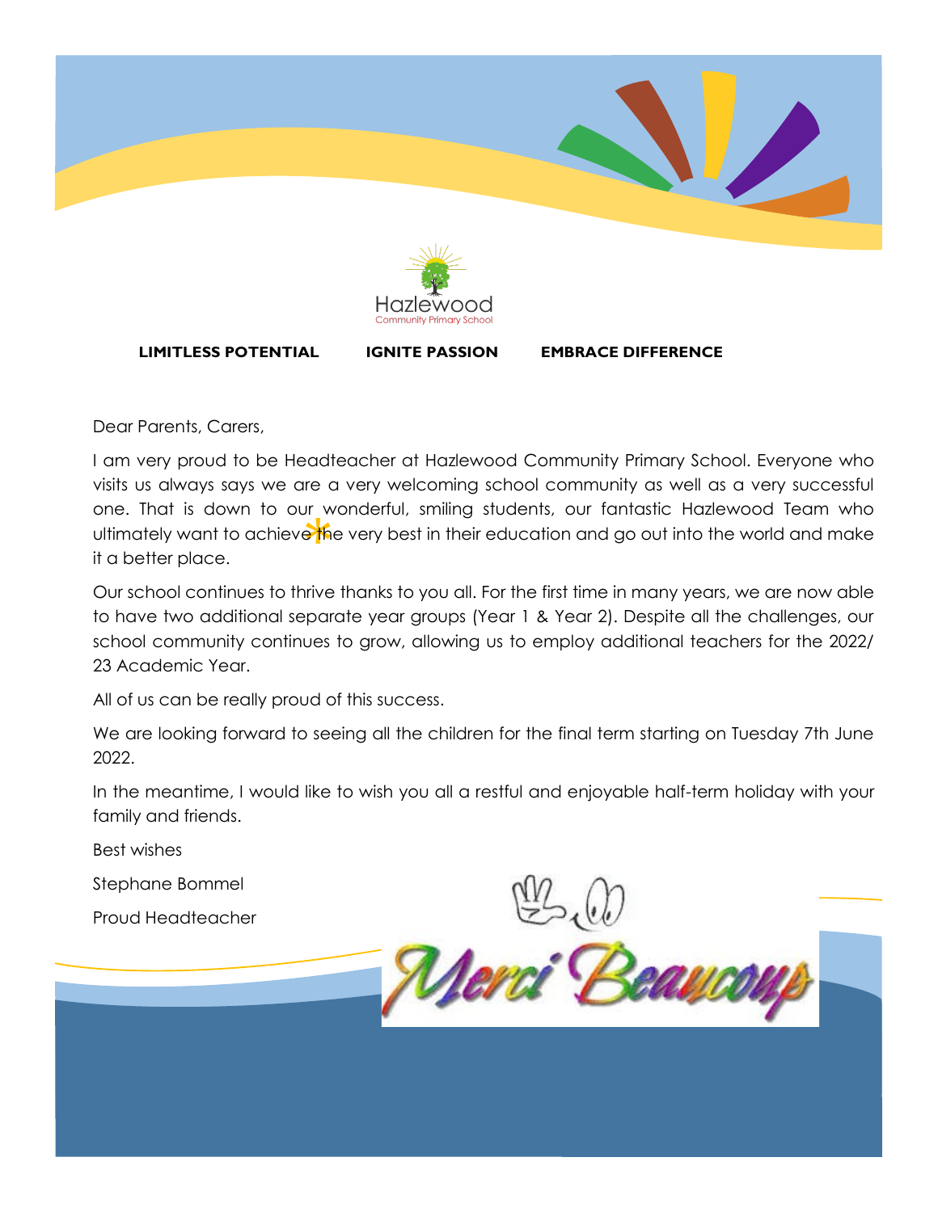Hazlewood
Community Primary School

**LIMITLESS POTENTIAL IGNITE PASSION EMBRACE DIFFERENCE**

Dear Parents, Carers,

I am very proud to be Headteacher at Hazlewood Community Primary School. Everyone who visits us always says we are a very welcoming school community as well as a very successful one. That is down to our wonderful, smiling students, our fantastic Hazlewood Team who ultimately want to achieve the very best in their education and go out into the world and make it a better place.

Our school continues to thrive thanks to you all. For the first time in many years, we are now able to have two additional separate year groups (Year 1 & Year 2). Despite all the challenges, our school community continues to grow, allowing us to employ additional teachers for the 2022/23 Academic Year.

All of us can be really proud of this success.

We are looking forward to seeing all the children for the final term starting on Tuesday 7th June 2022.

In the meantime, I would like to wish you all a restful and enjoyable half-term holiday with your family and friends.

Best wishes

Stephane Bommel

Proud Headteacher

Merci Beaucoup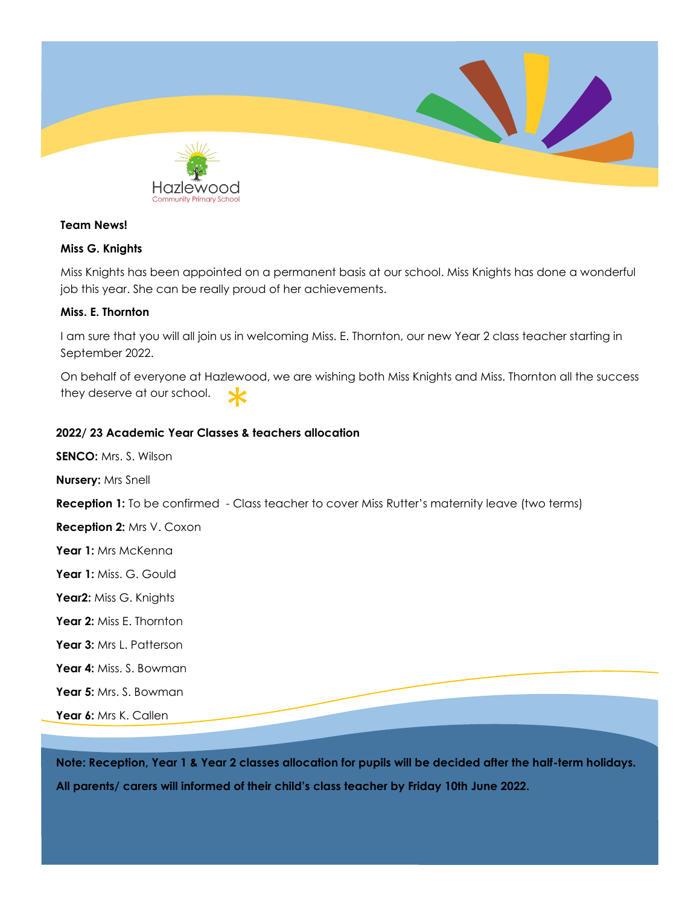**Team News!**

**Miss G. Knights**

Miss Knights has been appointed on a permanent basis at our school. Miss Knights has done a wonderful job this year. She can be really proud of her achievements.

**Miss. E. Thornton**

I am sure that you will all join us in welcoming Miss. E. Thornton, our new Year 2 class teacher starting in September 2022.

On behalf of everyone at Hazlewood, we are wishing both Miss Knights and Miss. Thornton all the success they deserve at our school.

**2022/ 23 Academic Year Classes & teachers allocation**

**SENCO:** Mrs. S. Wilson

**Nursery:** Mrs Snell

**Reception 1:** To be confirmed - Class teacher to cover Miss Rutter's maternity leave (two terms)

**Reception 2:** Mrs V. Coxon

**Year 1:** Mrs McKenna

**Year 1:** Miss. G. Gould

**Year2:** Miss G. Knights

**Year 2:** Miss E. Thornton

**Year 3:** Mrs L. Patterson

**Year 4:** Miss. S. Bowman

**Year 5:** Mrs. S. Bowman

**Year 6:** Mrs K. Callen

**Note: Reception, Year 1 & Year 2 classes allocation for pupils will be decided after the half-term holidays.**

**All parents/ carers will informed of their child's class teacher by Friday 10th June 2022.**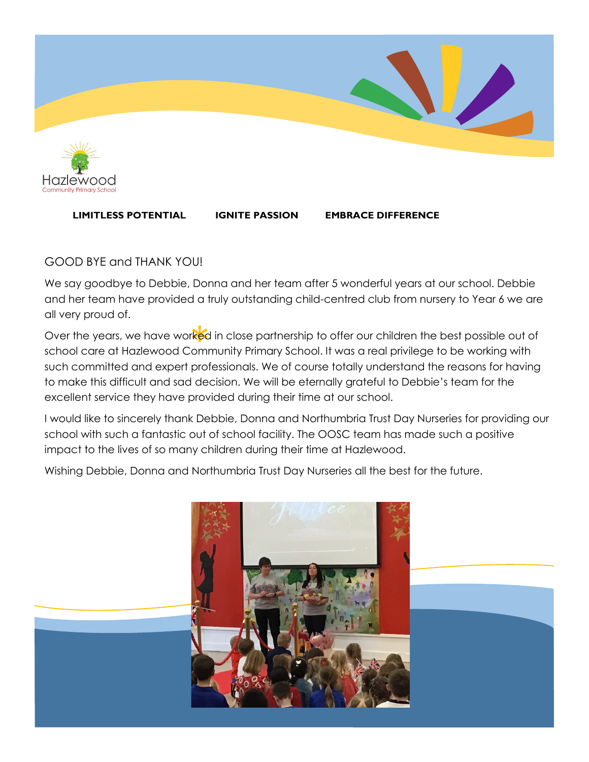Hazlewood
Community Primary School

**LIMITLESS POTENTIAL** **IGNITE PASSION** **EMBRACE DIFFERENCE**

## GOOD BYE and THANK YOU!

We say goodbye to Debbie, Donna and her team after 5 wonderful years at our school. Debbie and her team have provided a truly outstanding child-centred club from nursery to Year 6 we are all very proud of.

Over the years, we have worked in close partnership to offer our children the best possible out of school care at Hazlewood Community Primary School. It was a real privilege to be working with such committed and expert professionals. We of course totally understand the reasons for having to make this difficult and sad decision. We will be eternally grateful to Debbie's team for the excellent service they have provided during their time at our school.

I would like to sincerely thank Debbie, Donna and Northumbria Trust Day Nurseries for providing our school with such a fantastic out of school facility. The OOSC team has made such a positive impact to the lives of so many children during their time at Hazlewood.

Wishing Debbie, Donna and Northumbria Trust Day Nurseries all the best for the future.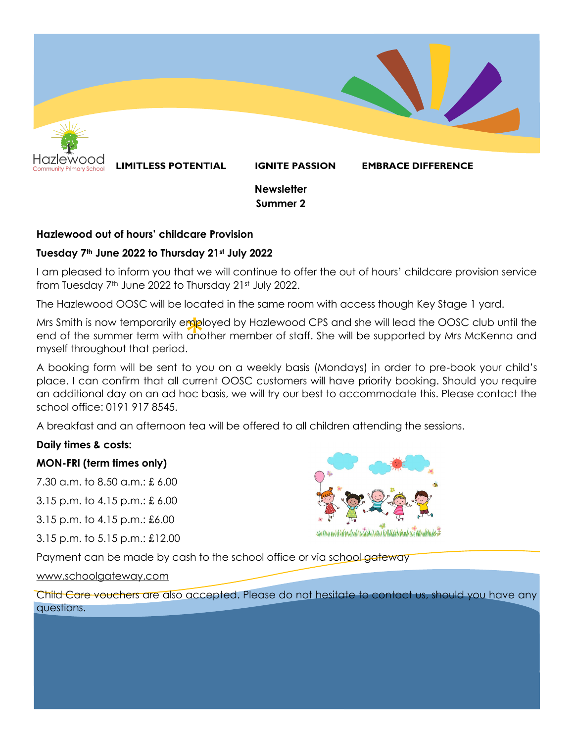LIMITLESS POTENTIAL IGNITE PASSION EMBRACE DIFFERENCE

**Newsletter**
**Summer 2**

**Hazlewood out of hours' childcare Provision**

**Tuesday 7th June 2022 to Thursday 21st July 2022**

I am pleased to inform you that we will continue to offer the out of hours' childcare provision service from Tuesday 7th June 2022 to Thursday 21st July 2022.

The Hazlewood OOSC will be located in the same room with access though Key Stage 1 yard.

Mrs Smith is now temporarily employed by Hazlewood CPS and she will lead the OOSC club until the end of the summer term with another member of staff. She will be supported by Mrs McKenna and myself throughout that period.

A booking form will be sent to you on a weekly basis (Mondays) in order to pre-book your child's place. I can confirm that all current OOSC customers will have priority booking. Should you require an additional day on an ad hoc basis, we will try our best to accommodate this. Please contact the school office: 0191 917 8545.

A breakfast and an afternoon tea will be offered to all children attending the sessions.

**Daily times & costs:**

**MON-FRI (term times only)**

7.30 a.m. to 8.50 a.m.: £ 6.00

3.15 p.m. to 4.15 p.m.: £ 6.00

3.15 p.m. to 4.15 p.m.: £6.00

3.15 p.m. to 5.15 p.m.: £12.00

Payment can be made by cash to the school office or via school gateway

www.schoolgateway.com

Child Care vouchers are also accepted. Please do not hesitate to contact us, should you have any questions.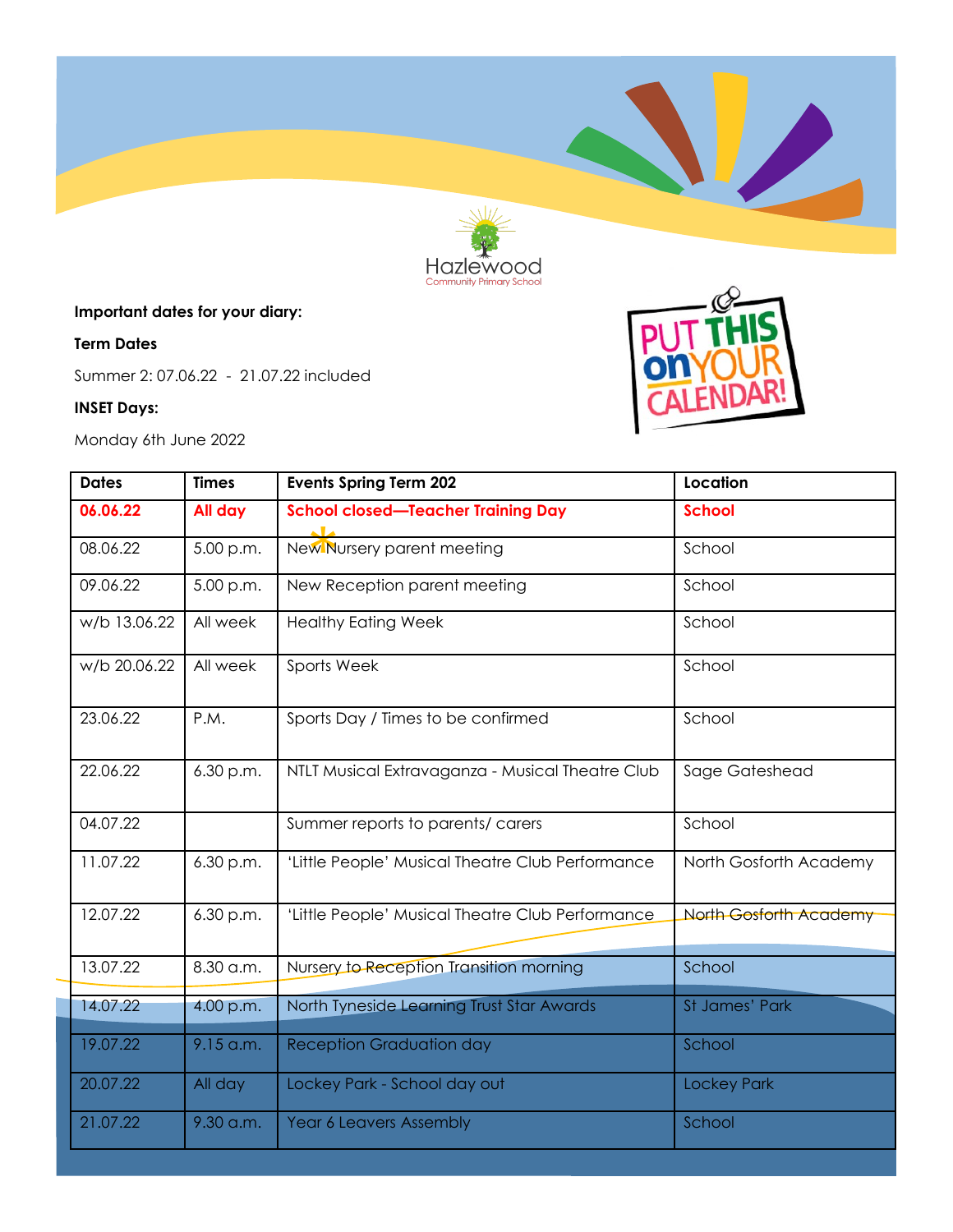Hazlewood
Community Primary School

**Important dates for your diary:**

**Term Dates**

Summer 2: 07.06.22 - 21.07.22 included

**INSET Days:**

Monday 6th June 2022

PUT THIS on YOUR CALENDAR!

| Dates | Times | Events Spring Term 202 | Location |
|---|---|---|---|
| **06.06.22** | **All day** | **School closed—Teacher Training Day** | **School** |
| 08.06.22 | 5.00 p.m. | New Nursery parent meeting | School |
| 09.06.22 | 5.00 p.m. | New Reception parent meeting | School |
| w/b 13.06.22 | All week | Healthy Eating Week | School |
| w/b 20.06.22 | All week | Sports Week | School |
| 23.06.22 | P.M. | Sports Day / Times to be confirmed | School |
| 22.06.22 | 6.30 p.m. | NTLT Musical Extravaganza - Musical Theatre Club | Sage Gateshead |
| 04.07.22 | | Summer reports to parents/ carers | School |
| 11.07.22 | 6.30 p.m. | 'Little People' Musical Theatre Club Performance | North Gosforth Academy |
| 12.07.22 | 6.30 p.m. | 'Little People' Musical Theatre Club Performance | North Gosforth Academy |
| 13.07.22 | 8.30 a.m. | Nursery to Reception Transition morning | School |
| 14.07.22 | 4.00 p.m. | North Tyneside Learning Trust Star Awards | St James' Park |
| 19.07.22 | 9.15 a.m. | Reception Graduation day | School |
| 20.07.22 | All day | Lockey Park - School day out | Lockey Park |
| 21.07.22 | 9.30 a.m. | Year 6 Leavers Assembly | School |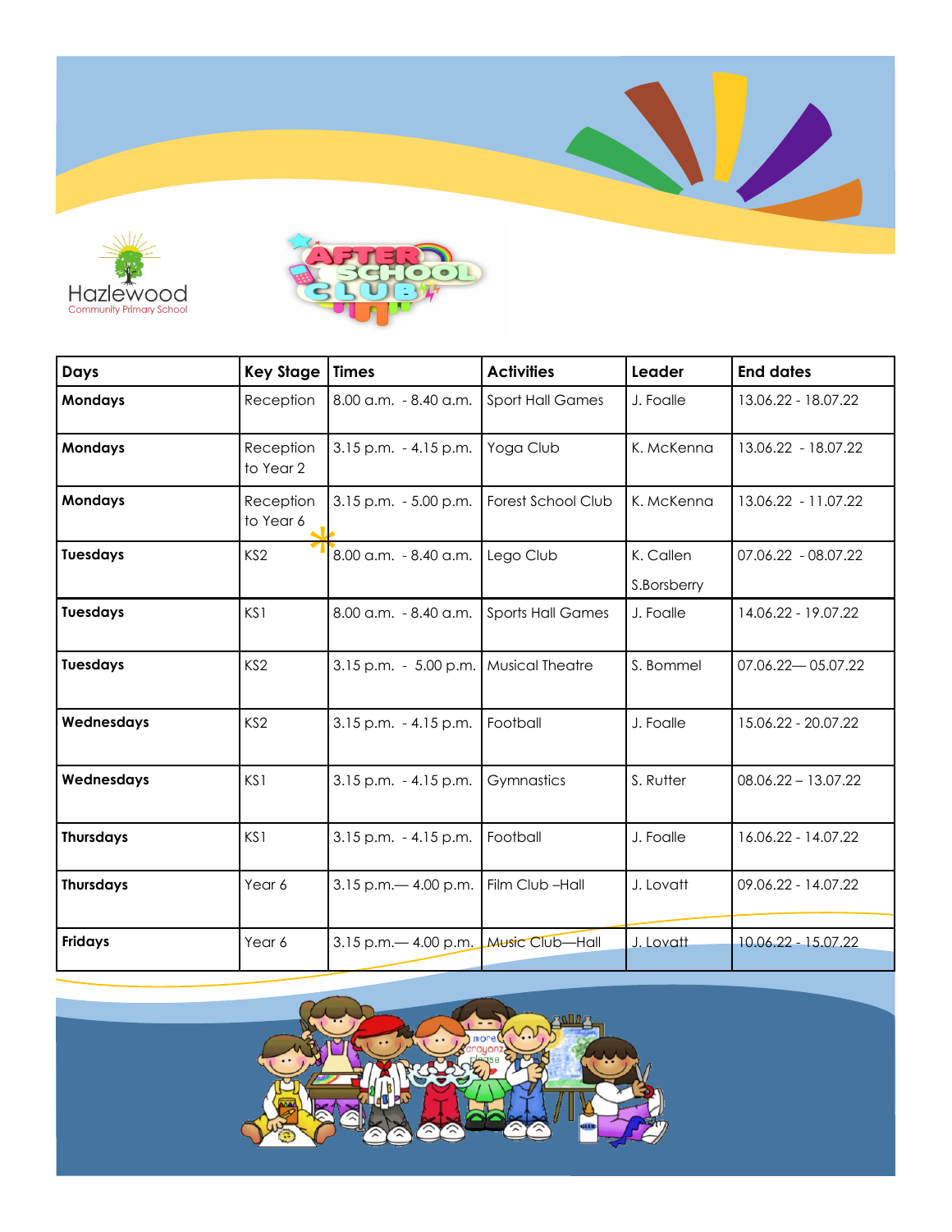Hazlewood
Community Primary School

AFTER SCHOOL CLUB

| Days | Key Stage | Times | Activities | Leader | End dates |
|---|---|---|---|---|---|
| **Mondays** | Reception | 8.00 a.m. - 8.40 a.m. | Sport Hall Games | J. Foalle | 13.06.22 - 18.07.22 |
| **Mondays** | Reception to Year 2 | 3.15 p.m. - 4.15 p.m. | Yoga Club | K. McKenna | 13.06.22 - 18.07.22 |
| **Mondays** | Reception to Year 6 | 3.15 p.m. - 5.00 p.m. | Forest School Club | K. McKenna | 13.06.22 - 11.07.22 |
| **Tuesdays** | KS2 | 8.00 a.m. - 8.40 a.m. | Lego Club | K. Callen S.Borsberry | 07.06.22 - 08.07.22 |
| **Tuesdays** | KS1 | 8.00 a.m. - 8.40 a.m. | Sports Hall Games | J. Foalle | 14.06.22 - 19.07.22 |
| **Tuesdays** | KS2 | 3.15 p.m. - 5.00 p.m. | Musical Theatre | S. Bommel | 07.06.22— 05.07.22 |
| **Wednesdays** | KS2 | 3.15 p.m. - 4.15 p.m. | Football | J. Foalle | 15.06.22 - 20.07.22 |
| **Wednesdays** | KS1 | 3.15 p.m. - 4.15 p.m. | Gymnastics | S. Rutter | 08.06.22 – 13.07.22 |
| **Thursdays** | KS1 | 3.15 p.m. - 4.15 p.m. | Football | J. Foalle | 16.06.22 - 14.07.22 |
| **Thursdays** | Year 6 | 3.15 p.m.— 4.00 p.m. | Film Club –Hall | J. Lovatt | 09.06.22 - 14.07.22 |
| **Fridays** | Year 6 | 3.15 p.m.— 4.00 p.m. | Music Club—Hall | J. Lovatt | 10.06.22 - 15.07.22 |